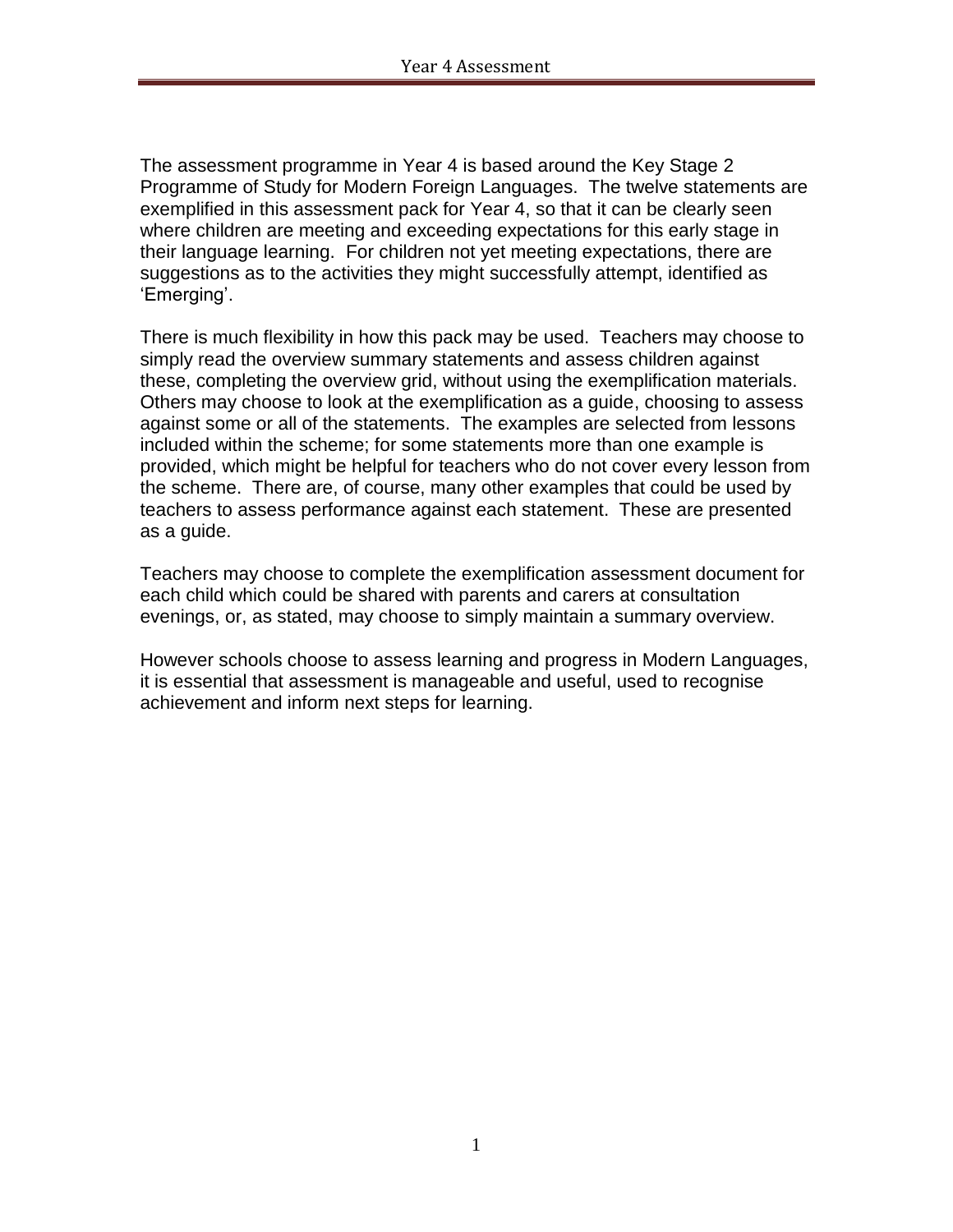The assessment programme in Year 4 is based around the Key Stage 2 Programme of Study for Modern Foreign Languages. The twelve statements are exemplified in this assessment pack for Year 4, so that it can be clearly seen where children are meeting and exceeding expectations for this early stage in their language learning. For children not yet meeting expectations, there are suggestions as to the activities they might successfully attempt, identified as 'Emerging'.

There is much flexibility in how this pack may be used. Teachers may choose to simply read the overview summary statements and assess children against these, completing the overview grid, without using the exemplification materials. Others may choose to look at the exemplification as a guide, choosing to assess against some or all of the statements. The examples are selected from lessons included within the scheme; for some statements more than one example is provided, which might be helpful for teachers who do not cover every lesson from the scheme. There are, of course, many other examples that could be used by teachers to assess performance against each statement. These are presented as a guide.

Teachers may choose to complete the exemplification assessment document for each child which could be shared with parents and carers at consultation evenings, or, as stated, may choose to simply maintain a summary overview.

However schools choose to assess learning and progress in Modern Languages, it is essential that assessment is manageable and useful, used to recognise achievement and inform next steps for learning.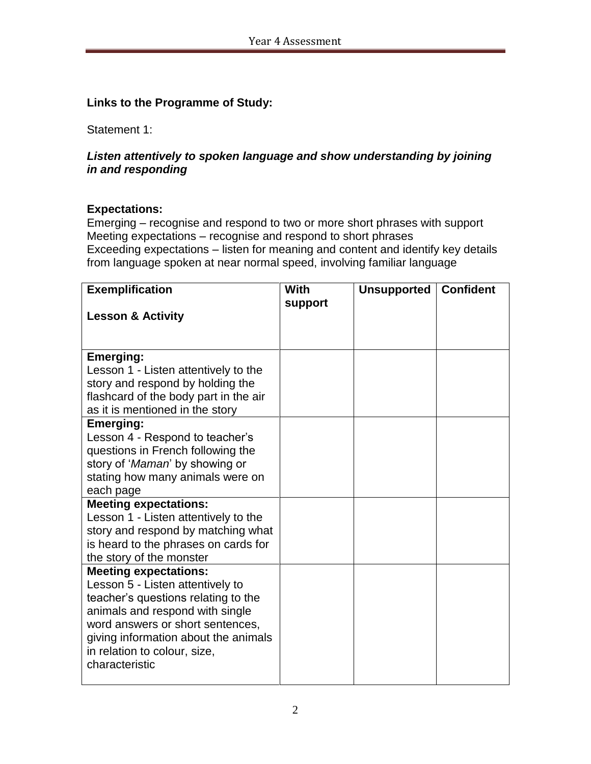**Links to the Programme of Study:**

Statement 1:

***Listen attentively to spoken language and show understanding by joining in and responding***

**Expectations:**
Emerging – recognise and respond to two or more short phrases with support
Meeting expectations – recognise and respond to short phrases
Exceeding expectations – listen for meaning and content and identify key details from language spoken at near normal speed, involving familiar language

| **Exemplification**<br><br>**Lesson & Activity** | **With support** | **Unsupported** | **Confident** |
|---|---|---|---|
| **Emerging:**<br>Lesson 1 - Listen attentively to the story and respond by holding the flashcard of the body part in the air as it is mentioned in the story | | | |
| **Emerging:**<br>Lesson 4 - Respond to teacher's questions in French following the story of '*Maman*' by showing or stating how many animals were on each page | | | |
| **Meeting expectations:**<br>Lesson 1 - Listen attentively to the story and respond by matching what is heard to the phrases on cards for the story of the monster | | | |
| **Meeting expectations:**<br>Lesson 5 - Listen attentively to teacher's questions relating to the animals and respond with single word answers or short sentences, giving information about the animals in relation to colour, size, characteristic | | | |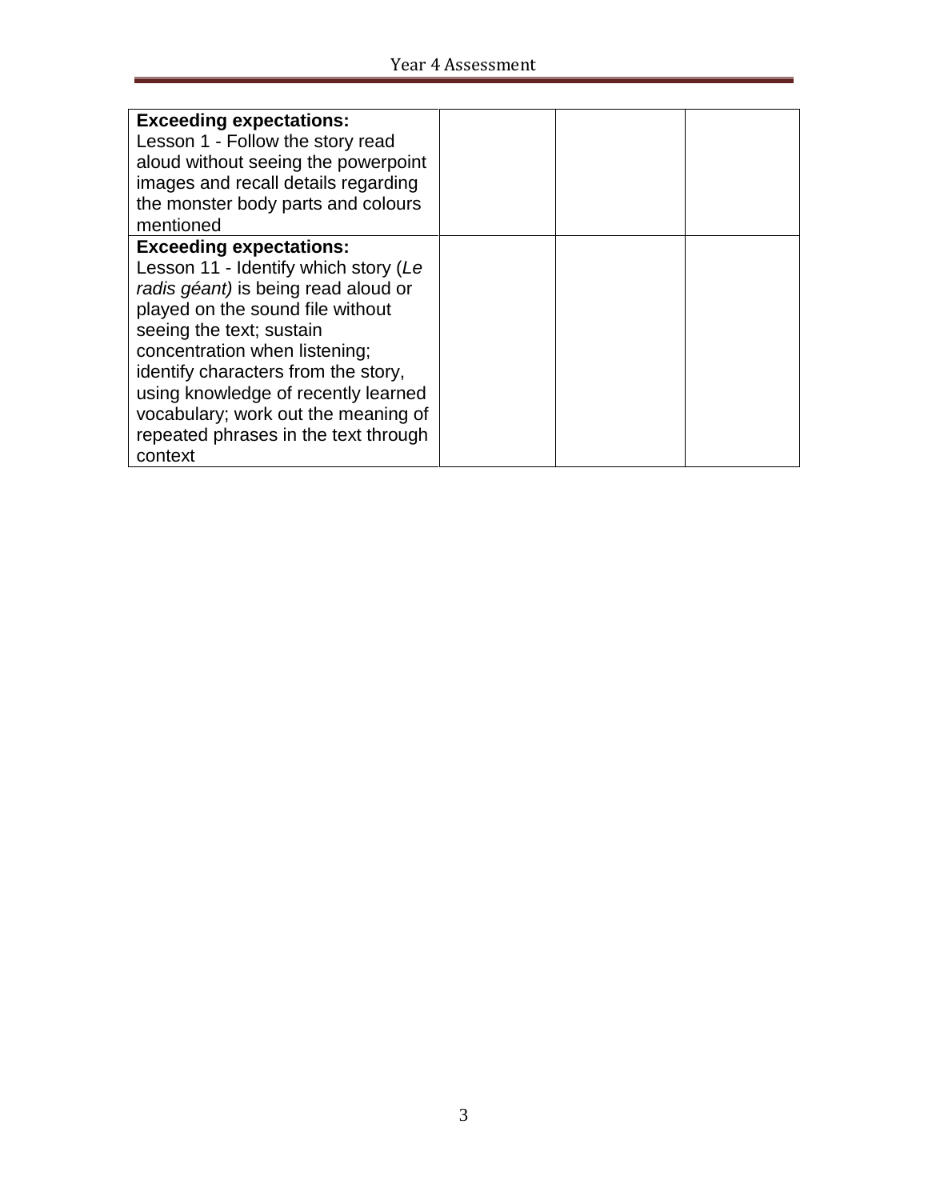| | | | |
|---|---|---|---|
| **Exceeding expectations:** Lesson 1 - Follow the story read aloud without seeing the powerpoint images and recall details regarding the monster body parts and colours mentioned | | | |
| **Exceeding expectations:** Lesson 11 - Identify which story (*Le radis géant)* is being read aloud or played on the sound file without seeing the text; sustain concentration when listening; identify characters from the story, using knowledge of recently learned vocabulary; work out the meaning of repeated phrases in the text through context | | | |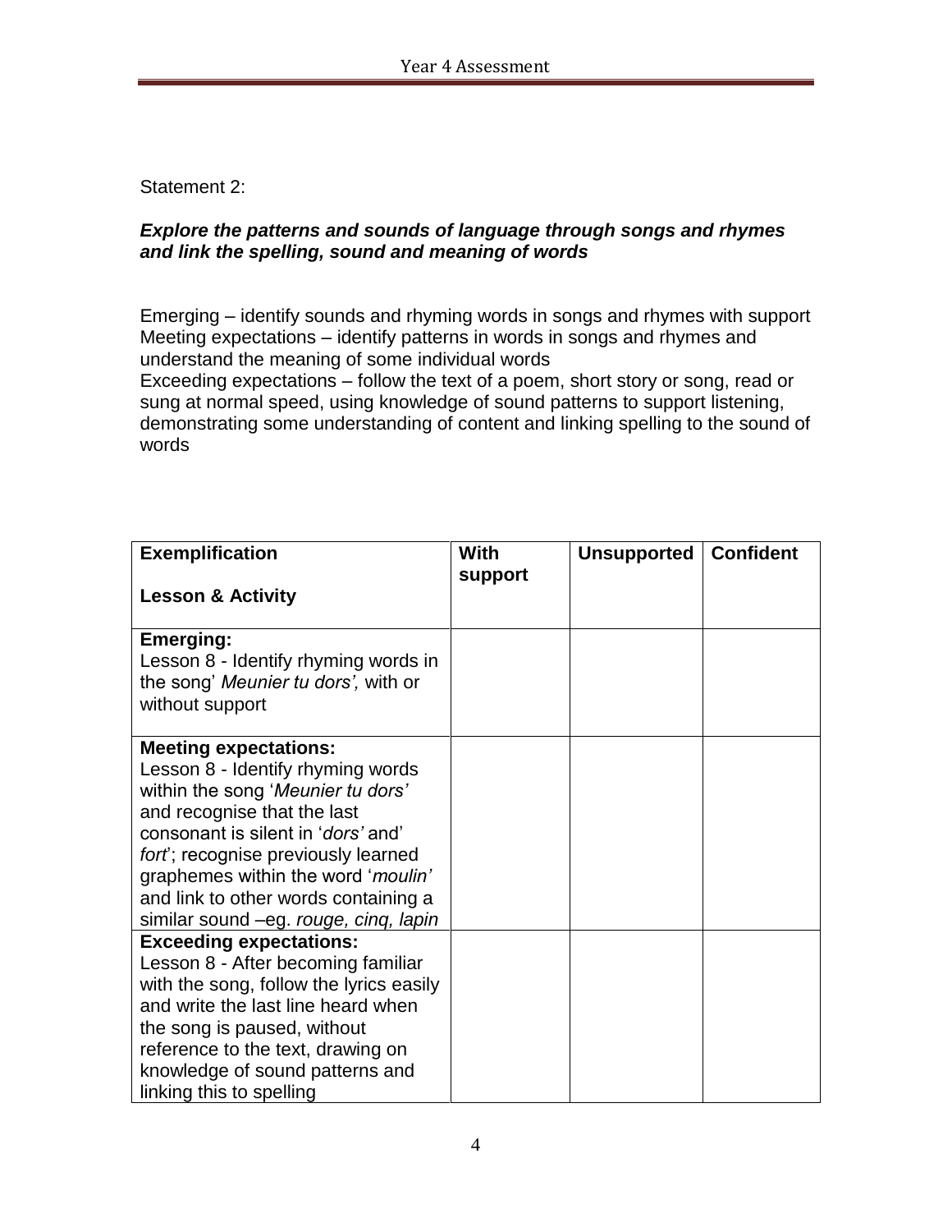Statement 2:

***Explore the patterns and sounds of language through songs and rhymes and link the spelling, sound and meaning of words***

Emerging – identify sounds and rhyming words in songs and rhymes with support
Meeting expectations – identify patterns in words in songs and rhymes and understand the meaning of some individual words
Exceeding expectations – follow the text of a poem, short story or song, read or sung at normal speed, using knowledge of sound patterns to support listening, demonstrating some understanding of content and linking spelling to the sound of words

| **Exemplification**<br><br>**Lesson & Activity** | **With support** | **Unsupported** | **Confident** |
|---|---|---|---|
| **Emerging:**<br>Lesson 8 - Identify rhyming words in the song' *Meunier tu dors',* with or without support | | | |
| **Meeting expectations:**<br>Lesson 8 - Identify rhyming words within the song '*Meunier tu dors'* and recognise that the last consonant is silent in '*dors'* and' *fort*'; recognise previously learned graphemes within the word '*moulin'* and link to other words containing a similar sound –eg. *rouge, cinq, lapin* | | | |
| **Exceeding expectations:**<br>Lesson 8 - After becoming familiar with the song, follow the lyrics easily and write the last line heard when the song is paused, without reference to the text, drawing on knowledge of sound patterns and linking this to spelling | | | |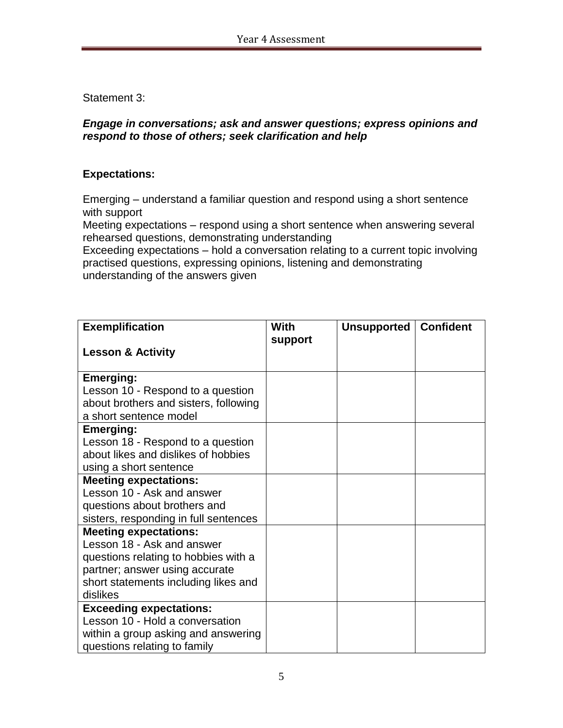Statement 3:

***Engage in conversations; ask and answer questions; express opinions and respond to those of others; seek clarification and help***

**Expectations:**

Emerging – understand a familiar question and respond using a short sentence with support
Meeting expectations – respond using a short sentence when answering several rehearsed questions, demonstrating understanding
Exceeding expectations – hold a conversation relating to a current topic involving practised questions, expressing opinions, listening and demonstrating understanding of the answers given

| **Exemplification**<br><br>**Lesson & Activity** | **With support** | **Unsupported** | **Confident** |
|---|---|---|---|
| **Emerging:**<br>Lesson 10 - Respond to a question about brothers and sisters, following a short sentence model | | | |
| **Emerging:**<br>Lesson 18 - Respond to a question about likes and dislikes of hobbies using a short sentence | | | |
| **Meeting expectations:**<br>Lesson 10 - Ask and answer questions about brothers and sisters, responding in full sentences | | | |
| **Meeting expectations:**<br>Lesson 18 - Ask and answer questions relating to hobbies with a partner; answer using accurate short statements including likes and dislikes | | | |
| **Exceeding expectations:**<br>Lesson 10 - Hold a conversation within a group asking and answering questions relating to family | | | |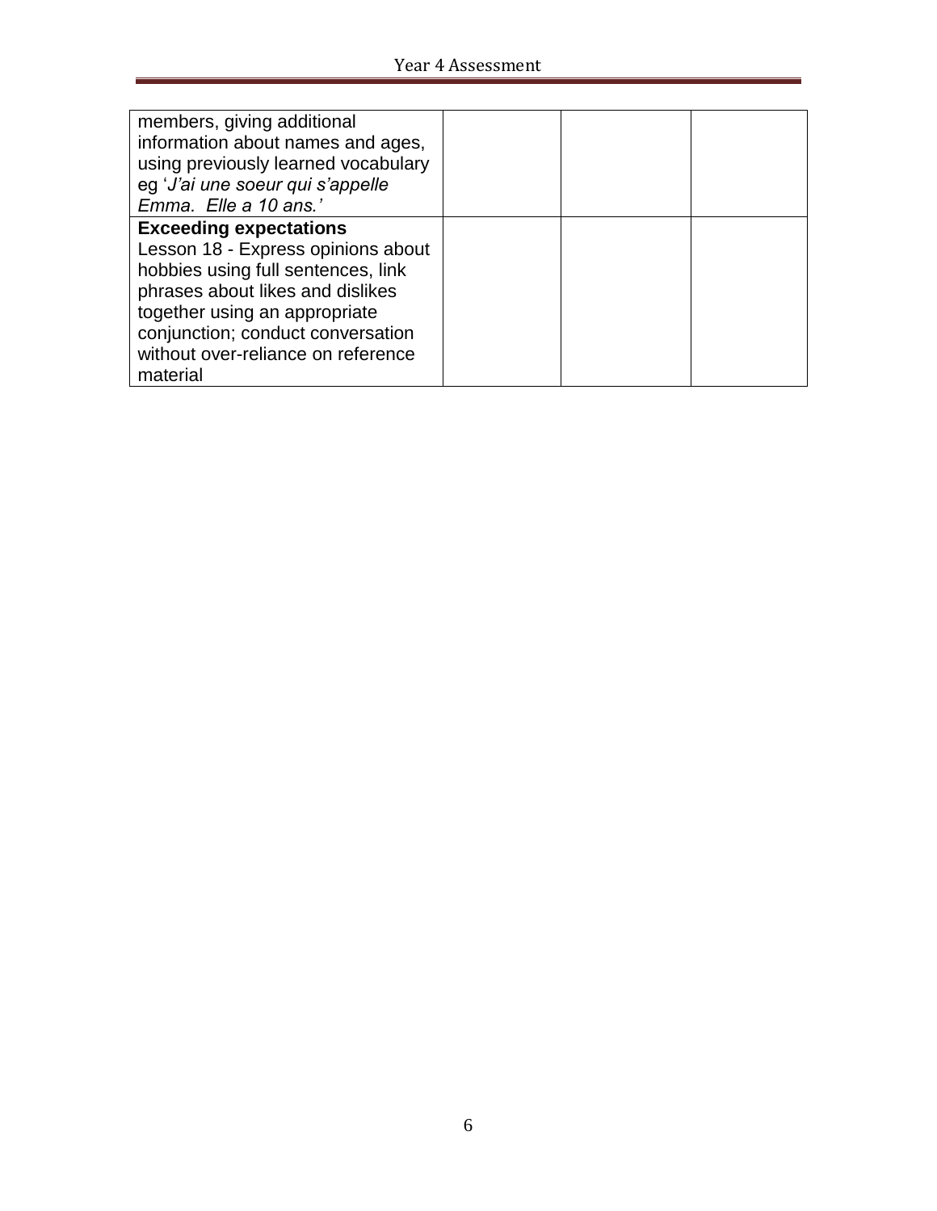| | | | |
|---|---|---|---|
| members, giving additional information about names and ages, using previously learned vocabulary eg '*J'ai une soeur qui s'appelle Emma. Elle a 10 ans.'* | | | |
| **Exceeding expectations** Lesson 18 - Express opinions about hobbies using full sentences, link phrases about likes and dislikes together using an appropriate conjunction; conduct conversation without over-reliance on reference material | | | |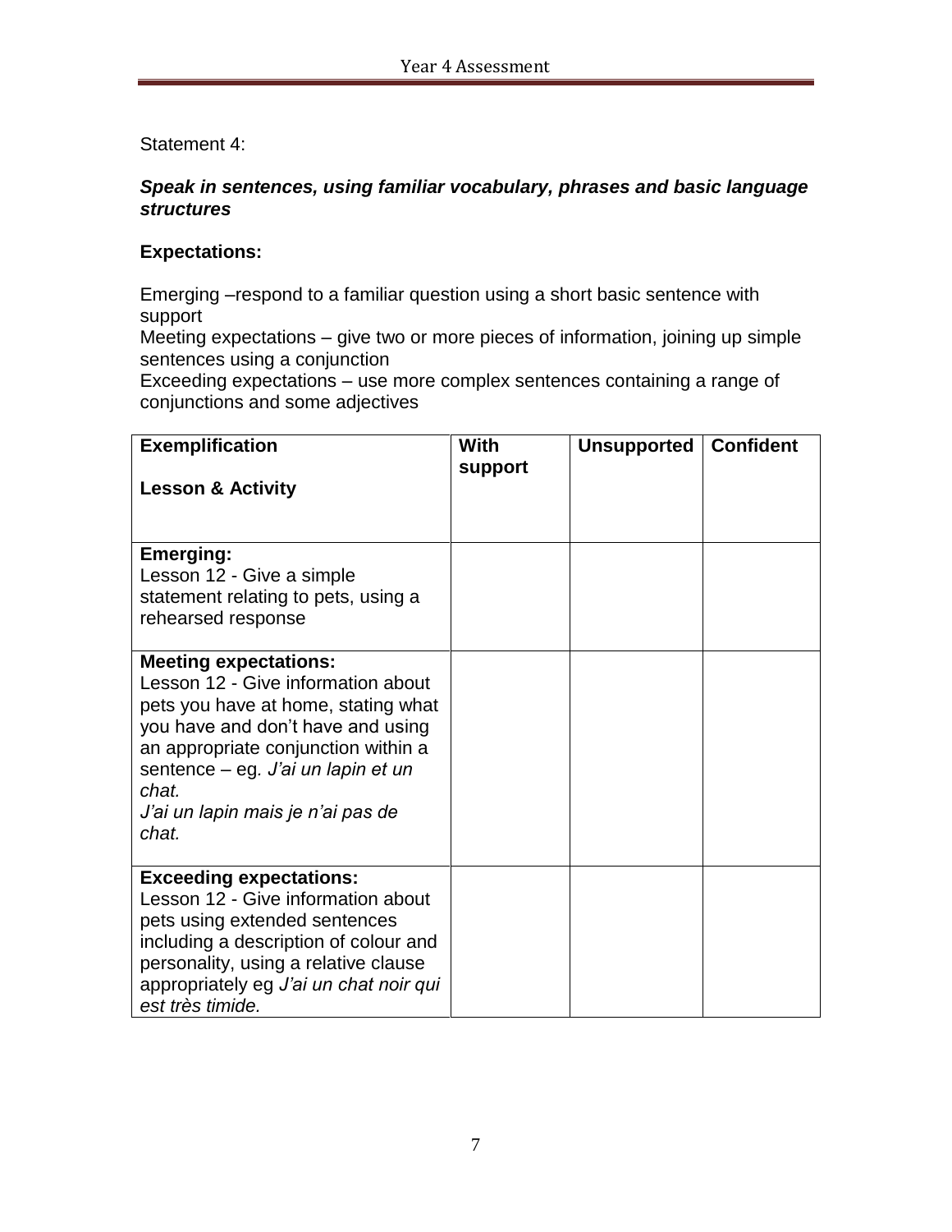Statement 4:

***Speak in sentences, using familiar vocabulary, phrases and basic language structures***

**Expectations:**

Emerging –respond to a familiar question using a short basic sentence with support
Meeting expectations – give two or more pieces of information, joining up simple sentences using a conjunction
Exceeding expectations – use more complex sentences containing a range of conjunctions and some adjectives

| **Exemplification**<br><br>**Lesson & Activity** | **With support** | **Unsupported** | **Confident** |
|---|---|---|---|
| **Emerging:**<br>Lesson 12 - Give a simple statement relating to pets, using a rehearsed response | | | |
| **Meeting expectations:**<br>Lesson 12 - Give information about pets you have at home, stating what you have and don't have and using an appropriate conjunction within a sentence – eg. *J'ai un lapin et un chat.*<br>*J'ai un lapin mais je n'ai pas de chat.* | | | |
| **Exceeding expectations:**<br>Lesson 12 - Give information about pets using extended sentences including a description of colour and personality, using a relative clause appropriately eg *J'ai un chat noir qui est très timide.* | | | |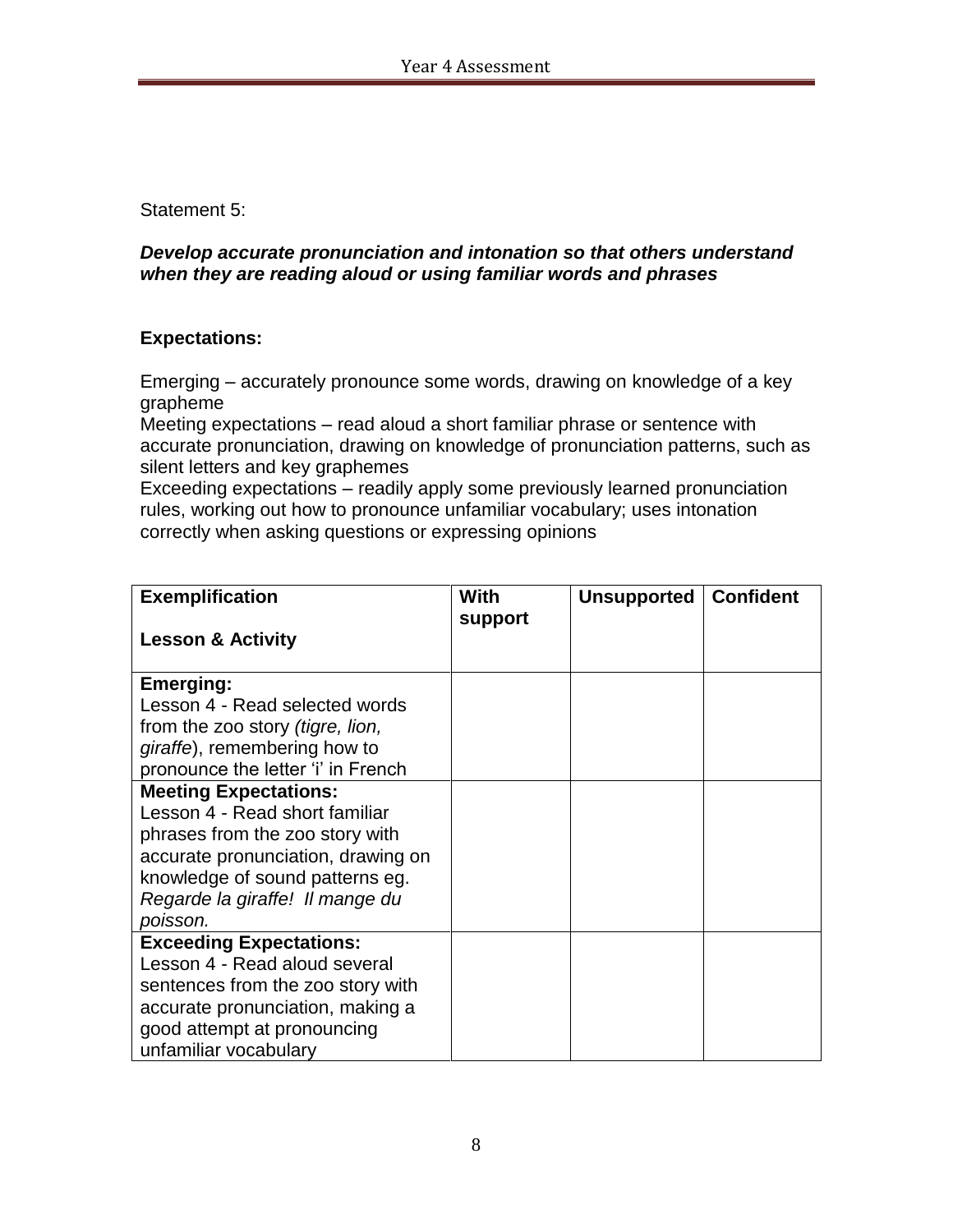Statement 5:

***Develop accurate pronunciation and intonation so that others understand when they are reading aloud or using familiar words and phrases***

**Expectations:**

Emerging – accurately pronounce some words, drawing on knowledge of a key grapheme
Meeting expectations – read aloud a short familiar phrase or sentence with accurate pronunciation, drawing on knowledge of pronunciation patterns, such as silent letters and key graphemes
Exceeding expectations – readily apply some previously learned pronunciation rules, working out how to pronounce unfamiliar vocabulary; uses intonation correctly when asking questions or expressing opinions

| **Exemplification**<br><br>**Lesson & Activity** | **With support** | **Unsupported** | **Confident** |
|---|---|---|---|
| **Emerging:**<br>Lesson 4 - Read selected words from the zoo story *(tigre, lion, giraffe*), remembering how to pronounce the letter 'i' in French | | | |
| **Meeting Expectations:**<br>Lesson 4 - Read short familiar phrases from the zoo story with accurate pronunciation, drawing on knowledge of sound patterns eg. *Regarde la giraffe! Il mange du poisson.* | | | |
| **Exceeding Expectations:**<br>Lesson 4 - Read aloud several sentences from the zoo story with accurate pronunciation, making a good attempt at pronouncing unfamiliar vocabulary | | | |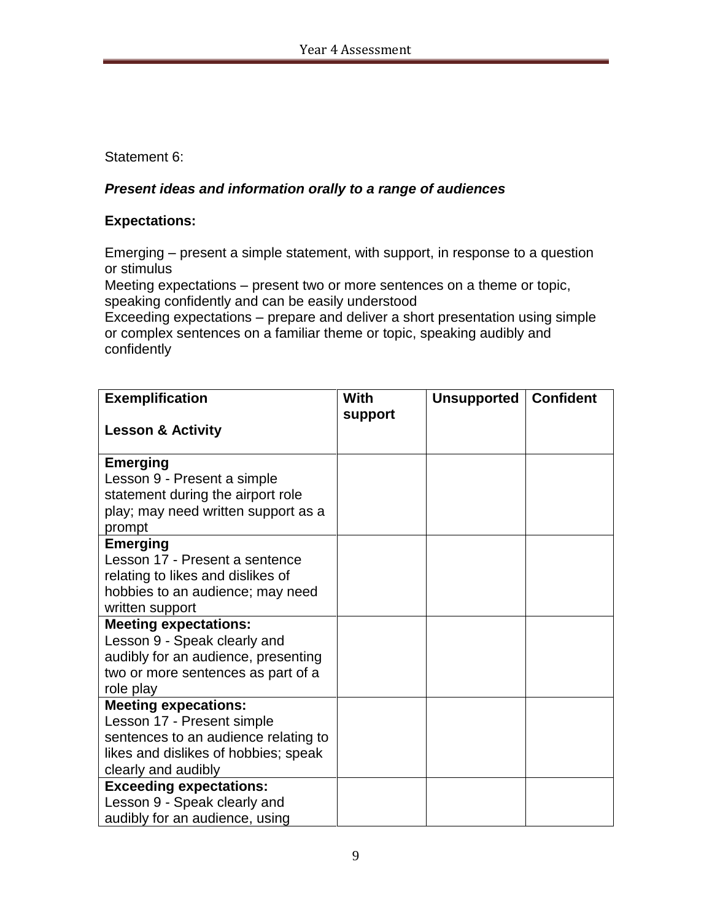Statement 6:

***Present ideas and information orally to a range of audiences***

**Expectations:**

Emerging – present a simple statement, with support, in response to a question or stimulus
Meeting expectations – present two or more sentences on a theme or topic, speaking confidently and can be easily understood
Exceeding expectations – prepare and deliver a short presentation using simple or complex sentences on a familiar theme or topic, speaking audibly and confidently

| **Exemplification**<br><br>**Lesson & Activity** | **With support** | **Unsupported** | **Confident** |
|---|---|---|---|
| **Emerging**<br>Lesson 9 - Present a simple statement during the airport role play; may need written support as a prompt | | | |
| **Emerging**<br>Lesson 17 - Present a sentence relating to likes and dislikes of hobbies to an audience; may need written support | | | |
| **Meeting expectations:**<br>Lesson 9 - Speak clearly and audibly for an audience, presenting two or more sentences as part of a role play | | | |
| **Meeting expecations:**<br>Lesson 17 - Present simple sentences to an audience relating to likes and dislikes of hobbies; speak clearly and audibly | | | |
| **Exceeding expectations:**<br>Lesson 9 - Speak clearly and audibly for an audience, using | | | |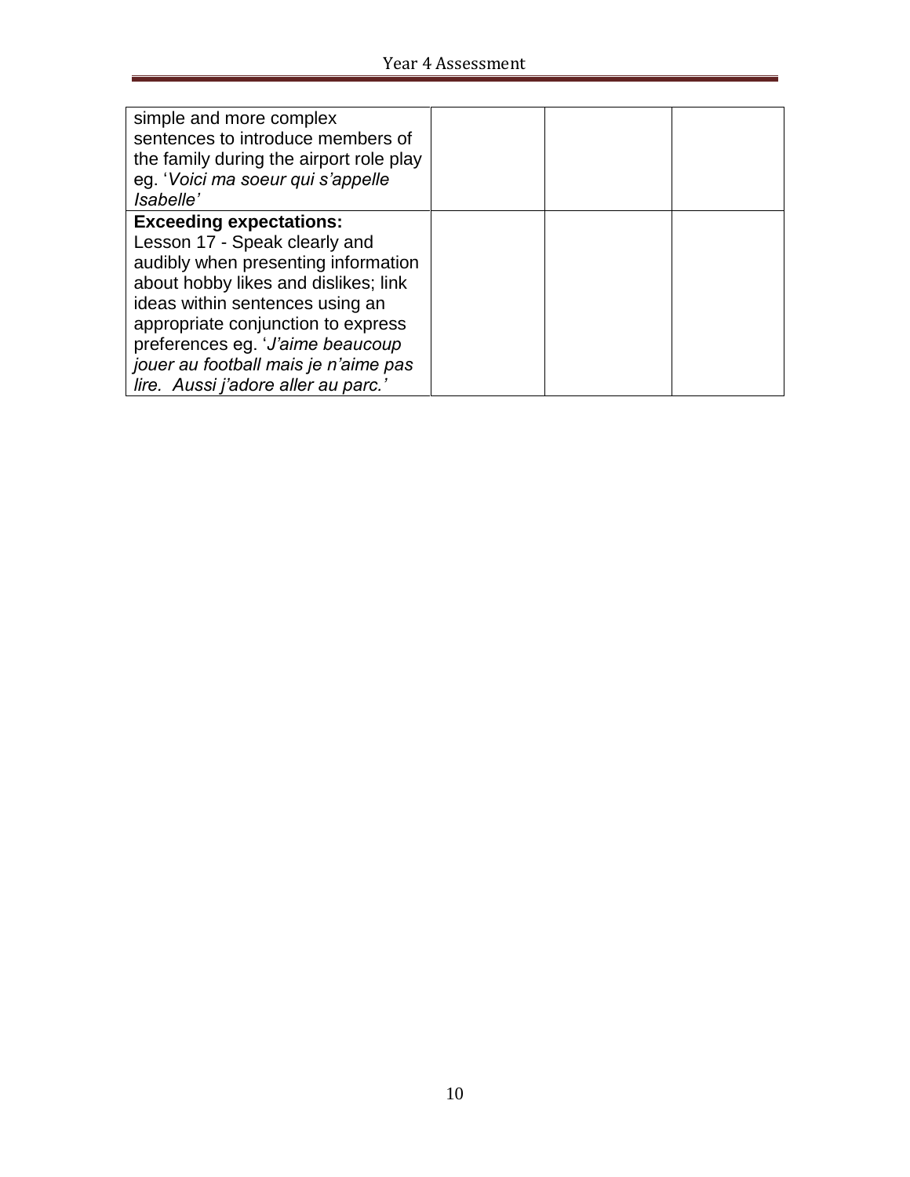| | | | |
|---|---|---|---|
| simple and more complex sentences to introduce members of the family during the airport role play eg. '*Voici ma soeur qui s'appelle Isabelle'* | | | |
| **Exceeding expectations:** Lesson 17 - Speak clearly and audibly when presenting information about hobby likes and dislikes; link ideas within sentences using an appropriate conjunction to express preferences eg. '*J'aime beaucoup jouer au football mais je n'aime pas lire. Aussi j'adore aller au parc.'* | | | |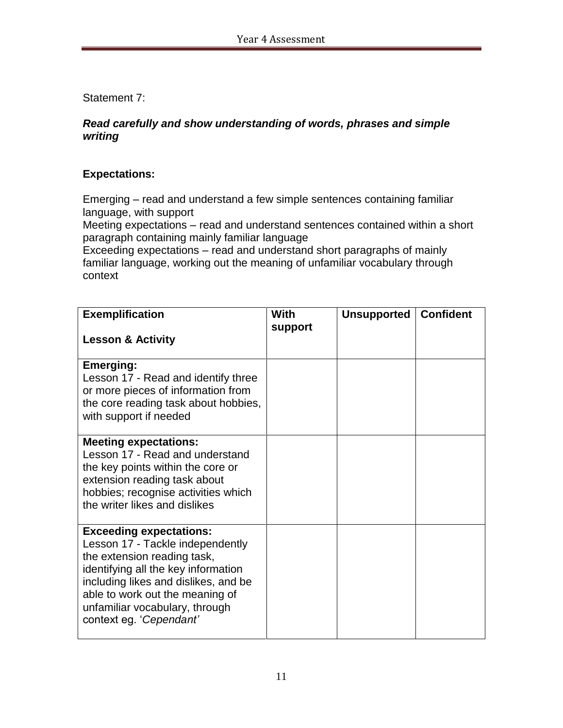Statement 7:

***Read carefully and show understanding of words, phrases and simple writing***

**Expectations:**

Emerging – read and understand a few simple sentences containing familiar language, with support
Meeting expectations – read and understand sentences contained within a short paragraph containing mainly familiar language
Exceeding expectations – read and understand short paragraphs of mainly familiar language, working out the meaning of unfamiliar vocabulary through context

| **Exemplification**<br><br>**Lesson & Activity** | **With support** | **Unsupported** | **Confident** |
|---|---|---|---|
| **Emerging:**<br>Lesson 17 - Read and identify three or more pieces of information from the core reading task about hobbies, with support if needed | | | |
| **Meeting expectations:**<br>Lesson 17 - Read and understand the key points within the core or extension reading task about hobbies; recognise activities which the writer likes and dislikes | | | |
| **Exceeding expectations:**<br>Lesson 17 - Tackle independently the extension reading task, identifying all the key information including likes and dislikes, and be able to work out the meaning of unfamiliar vocabulary, through context eg. '*Cependant'* | | | |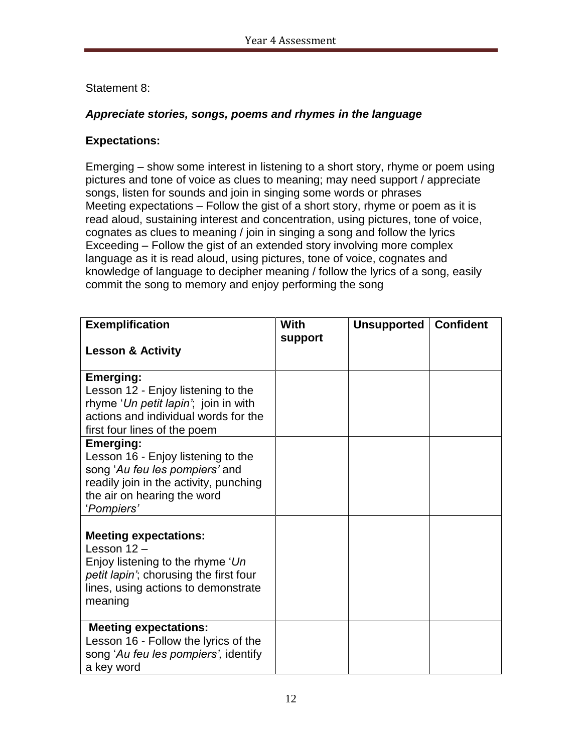Statement 8:

***Appreciate stories, songs, poems and rhymes in the language***

**Expectations:**

Emerging – show some interest in listening to a short story, rhyme or poem using pictures and tone of voice as clues to meaning; may need support / appreciate songs, listen for sounds and join in singing some words or phrases
Meeting expectations – Follow the gist of a short story, rhyme or poem as it is read aloud, sustaining interest and concentration, using pictures, tone of voice, cognates as clues to meaning / join in singing a song and follow the lyrics
Exceeding – Follow the gist of an extended story involving more complex language as it is read aloud, using pictures, tone of voice, cognates and knowledge of language to decipher meaning / follow the lyrics of a song, easily commit the song to memory and enjoy performing the song

| **Exemplification**<br><br>**Lesson & Activity** | **With support** | **Unsupported** | **Confident** |
|---|---|---|---|
| **Emerging:**<br>Lesson 12 - Enjoy listening to the rhyme '*Un petit lapin'*; join in with actions and individual words for the first four lines of the poem | | | |
| **Emerging:**<br>Lesson 16 - Enjoy listening to the song '*Au feu les pompiers'* and readily join in the activity, punching the air on hearing the word '*Pompiers'* | | | |
| **Meeting expectations:**<br>Lesson 12 –<br>Enjoy listening to the rhyme '*Un petit lapin'*; chorusing the first four lines, using actions to demonstrate meaning | | | |
| **Meeting expectations:**<br>Lesson 16 - Follow the lyrics of the song '*Au feu les pompiers',* identify a key word | | | |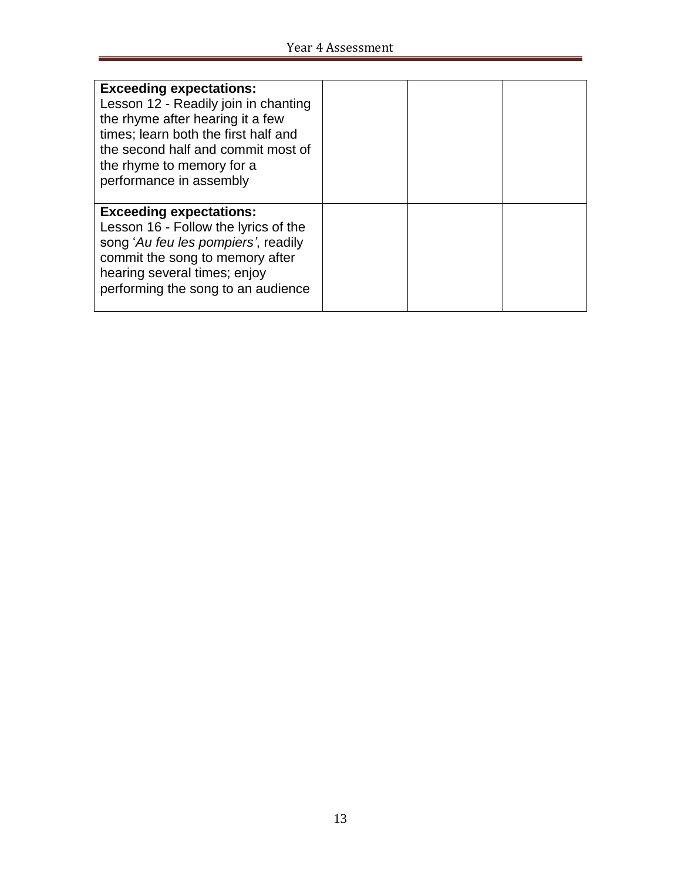| | | | |
|---|---|---|---|
| **Exceeding expectations:** Lesson 12 - Readily join in chanting the rhyme after hearing it a few times; learn both the first half and the second half and commit most of the rhyme to memory for a performance in assembly | | | |
| **Exceeding expectations:** Lesson 16 - Follow the lyrics of the song '*Au feu les pompiers*', readily commit the song to memory after hearing several times; enjoy performing the song to an audience | | | |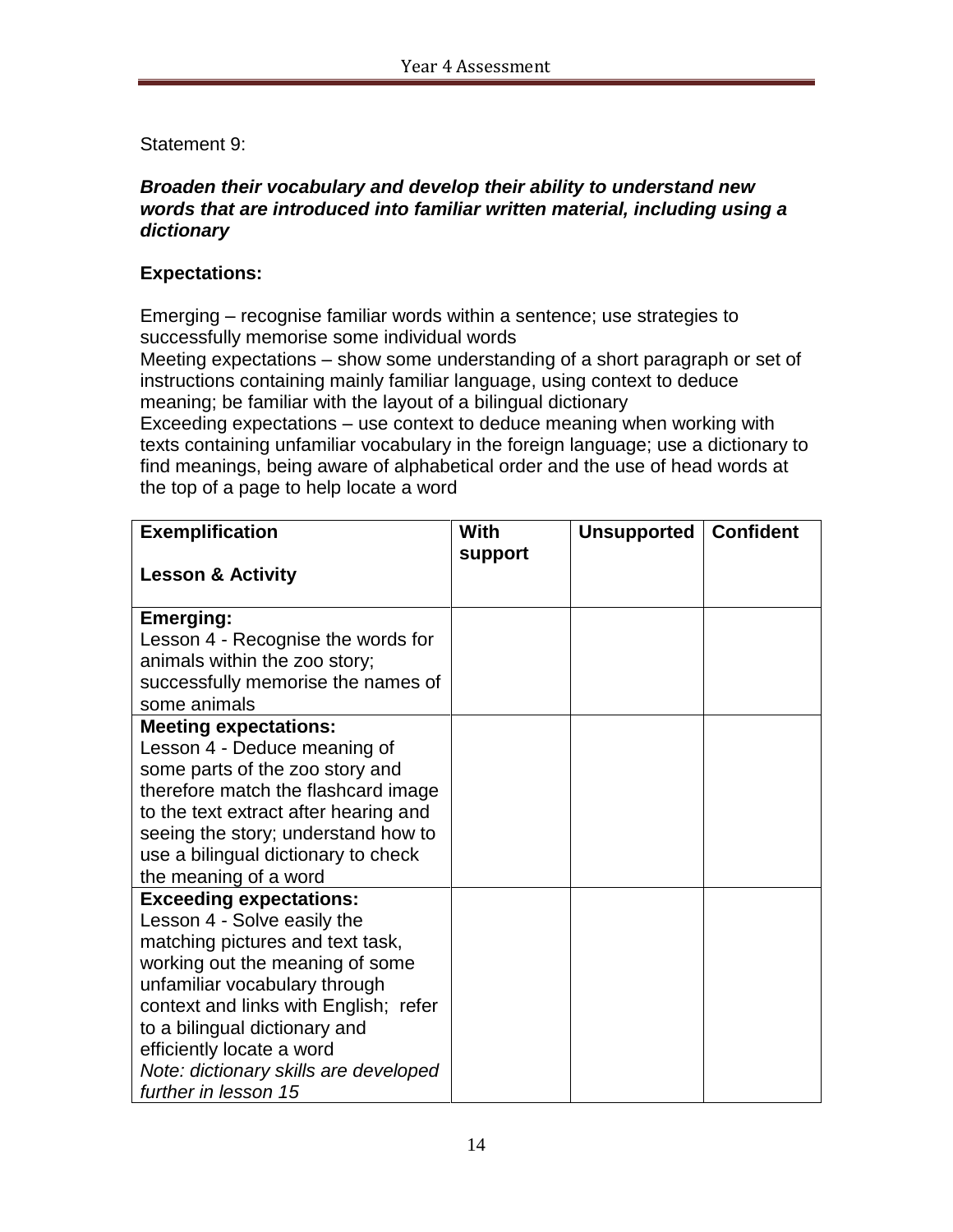Statement 9:

***Broaden their vocabulary and develop their ability to understand new words that are introduced into familiar written material, including using a dictionary***

**Expectations:**

Emerging – recognise familiar words within a sentence; use strategies to successfully memorise some individual words
Meeting expectations – show some understanding of a short paragraph or set of instructions containing mainly familiar language, using context to deduce meaning; be familiar with the layout of a bilingual dictionary
Exceeding expectations – use context to deduce meaning when working with texts containing unfamiliar vocabulary in the foreign language; use a dictionary to find meanings, being aware of alphabetical order and the use of head words at the top of a page to help locate a word

| **Exemplification**<br><br>**Lesson & Activity** | **With support** | **Unsupported** | **Confident** |
|---|---|---|---|
| **Emerging:**<br>Lesson 4 - Recognise the words for animals within the zoo story; successfully memorise the names of some animals | | | |
| **Meeting expectations:**<br>Lesson 4 - Deduce meaning of some parts of the zoo story and therefore match the flashcard image to the text extract after hearing and seeing the story; understand how to use a bilingual dictionary to check the meaning of a word | | | |
| **Exceeding expectations:**<br>Lesson 4 - Solve easily the matching pictures and text task, working out the meaning of some unfamiliar vocabulary through context and links with English; refer to a bilingual dictionary and efficiently locate a word<br>*Note: dictionary skills are developed further in lesson 15* | | | |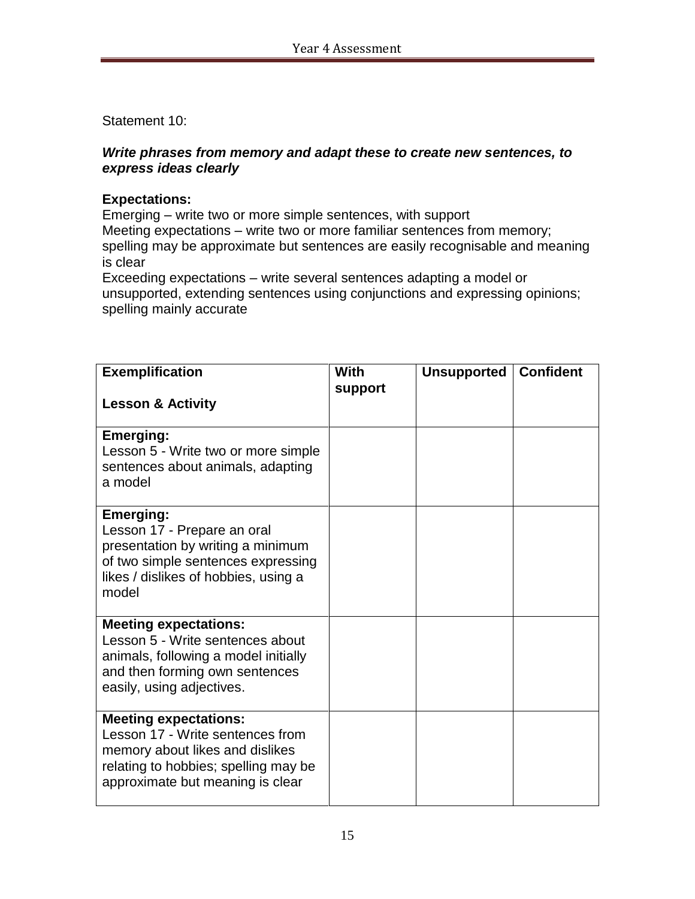Statement 10:

***Write phrases from memory and adapt these to create new sentences, to express ideas clearly***

**Expectations:**
Emerging – write two or more simple sentences, with support
Meeting expectations – write two or more familiar sentences from memory; spelling may be approximate but sentences are easily recognisable and meaning is clear
Exceeding expectations – write several sentences adapting a model or unsupported, extending sentences using conjunctions and expressing opinions; spelling mainly accurate

| **Exemplification**<br><br>**Lesson & Activity** | **With support** | **Unsupported** | **Confident** |
|---|---|---|---|
| **Emerging:**<br>Lesson 5 - Write two or more simple sentences about animals, adapting a model | | | |
| **Emerging:**<br>Lesson 17 - Prepare an oral presentation by writing a minimum of two simple sentences expressing likes / dislikes of hobbies, using a model | | | |
| **Meeting expectations:**<br>Lesson 5 - Write sentences about animals, following a model initially and then forming own sentences easily, using adjectives. | | | |
| **Meeting expectations:**<br>Lesson 17 - Write sentences from memory about likes and dislikes relating to hobbies; spelling may be approximate but meaning is clear | | | |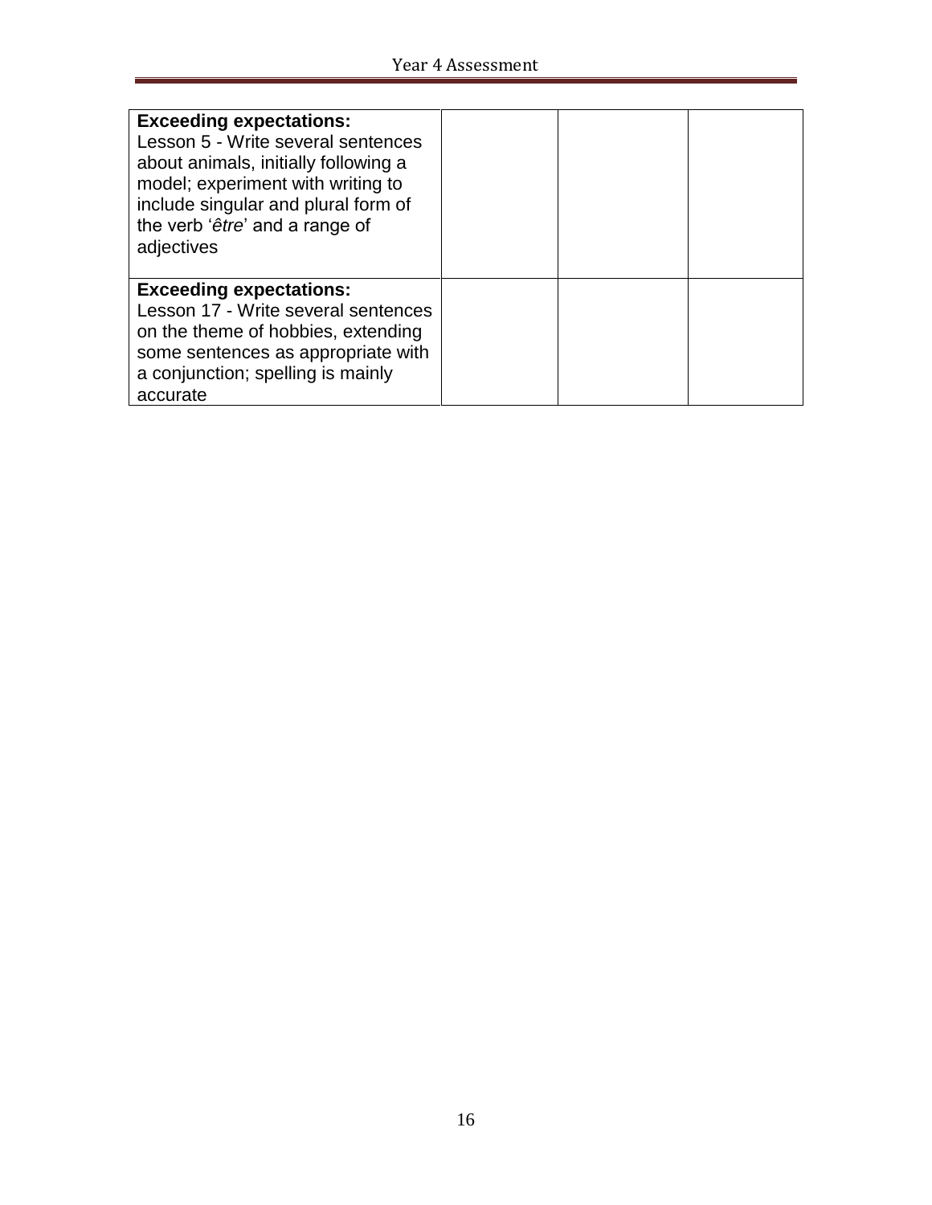| | | | |
|---|---|---|---|
| **Exceeding expectations:**<br>Lesson 5 - Write several sentences about animals, initially following a model; experiment with writing to include singular and plural form of the verb '*être*' and a range of adjectives | | | |
| **Exceeding expectations:**<br>Lesson 17 - Write several sentences on the theme of hobbies, extending some sentences as appropriate with a conjunction; spelling is mainly accurate | | | |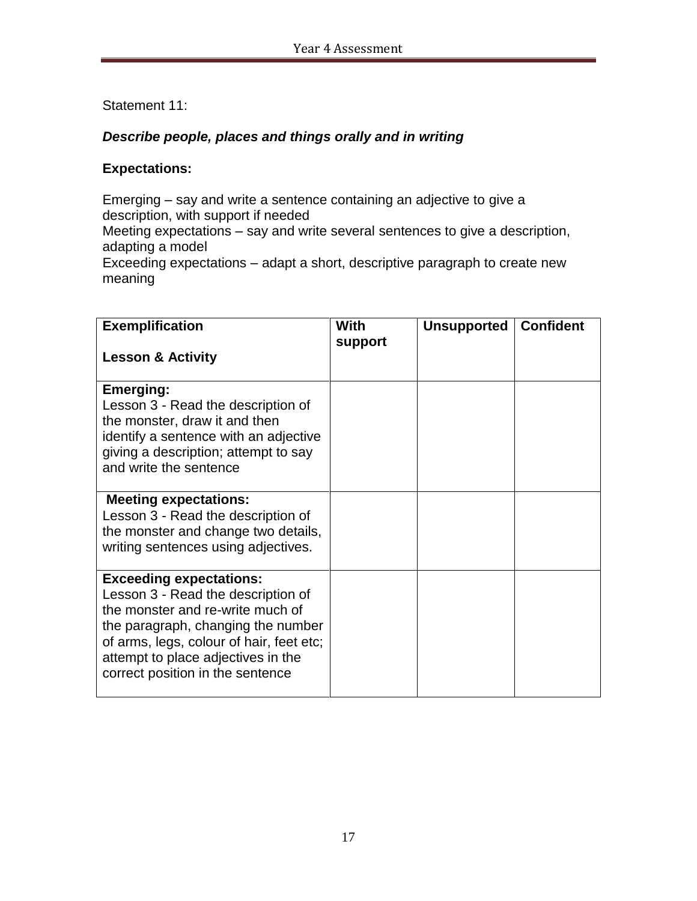Statement 11:

***Describe people, places and things orally and in writing***

**Expectations:**

Emerging – say and write a sentence containing an adjective to give a description, with support if needed
Meeting expectations – say and write several sentences to give a description, adapting a model
Exceeding expectations – adapt a short, descriptive paragraph to create new meaning

| **Exemplification**<br><br>**Lesson & Activity** | **With support** | **Unsupported** | **Confident** |
|---|---|---|---|
| **Emerging:**<br>Lesson 3 - Read the description of the monster, draw it and then identify a sentence with an adjective giving a description; attempt to say and write the sentence | | | |
| **Meeting expectations:**<br>Lesson 3 - Read the description of the monster and change two details, writing sentences using adjectives. | | | |
| **Exceeding expectations:**<br>Lesson 3 - Read the description of the monster and re-write much of the paragraph, changing the number of arms, legs, colour of hair, feet etc; attempt to place adjectives in the correct position in the sentence | | | |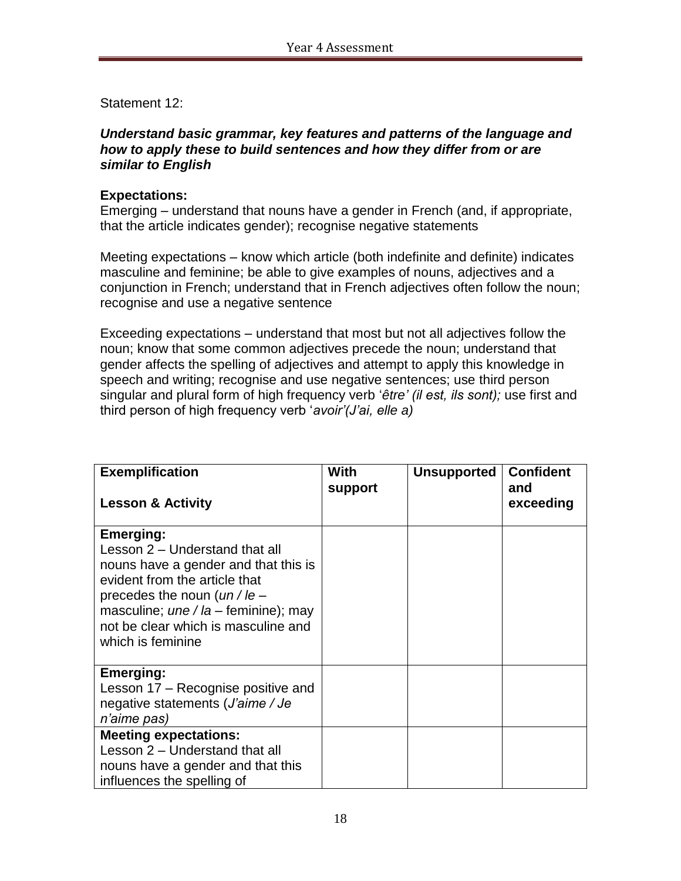Statement 12:

***Understand basic grammar, key features and patterns of the language and how to apply these to build sentences and how they differ from or are similar to English***

**Expectations:**
Emerging – understand that nouns have a gender in French (and, if appropriate, that the article indicates gender); recognise negative statements

Meeting expectations – know which article (both indefinite and definite) indicates masculine and feminine; be able to give examples of nouns, adjectives and a conjunction in French; understand that in French adjectives often follow the noun; recognise and use a negative sentence

Exceeding expectations – understand that most but not all adjectives follow the noun; know that some common adjectives precede the noun; understand that gender affects the spelling of adjectives and attempt to apply this knowledge in speech and writing; recognise and use negative sentences; use third person singular and plural form of high frequency verb '*être' (il est, ils sont);* use first and third person of high frequency verb '*avoir'(J'ai, elle a)*

| **Exemplification**<br><br>**Lesson & Activity** | **With support** | **Unsupported** | **Confident and exceeding** |
|---|---|---|---|
| **Emerging:**<br>Lesson 2 – Understand that all nouns have a gender and that this is evident from the article that precedes the noun (*un / le* – masculine; *une / la* – feminine); may not be clear which is masculine and which is feminine | | | |
| **Emerging:**<br>Lesson 17 – Recognise positive and negative statements (*J'aime / Je n'aime pas)* | | | |
| **Meeting expectations:**<br>Lesson 2 – Understand that all nouns have a gender and that this influences the spelling of | | | |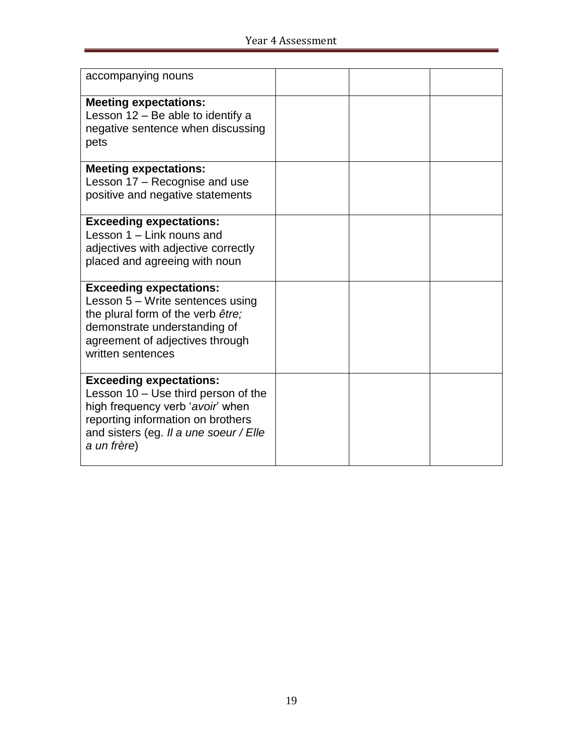| | | | |
|---|---|---|---|
| accompanying nouns | | | |
| **Meeting expectations:** Lesson 12 – Be able to identify a negative sentence when discussing pets | | | |
| **Meeting expectations:** Lesson 17 – Recognise and use positive and negative statements | | | |
| **Exceeding expectations:** Lesson 1 – Link nouns and adjectives with adjective correctly placed and agreeing with noun | | | |
| **Exceeding expectations:** Lesson 5 – Write sentences using the plural form of the verb *être;* demonstrate understanding of agreement of adjectives through written sentences | | | |
| **Exceeding expectations:** Lesson 10 – Use third person of the high frequency verb '*avoir*' when reporting information on brothers and sisters (eg. *Il a une soeur / Elle a un frère*) | | | |